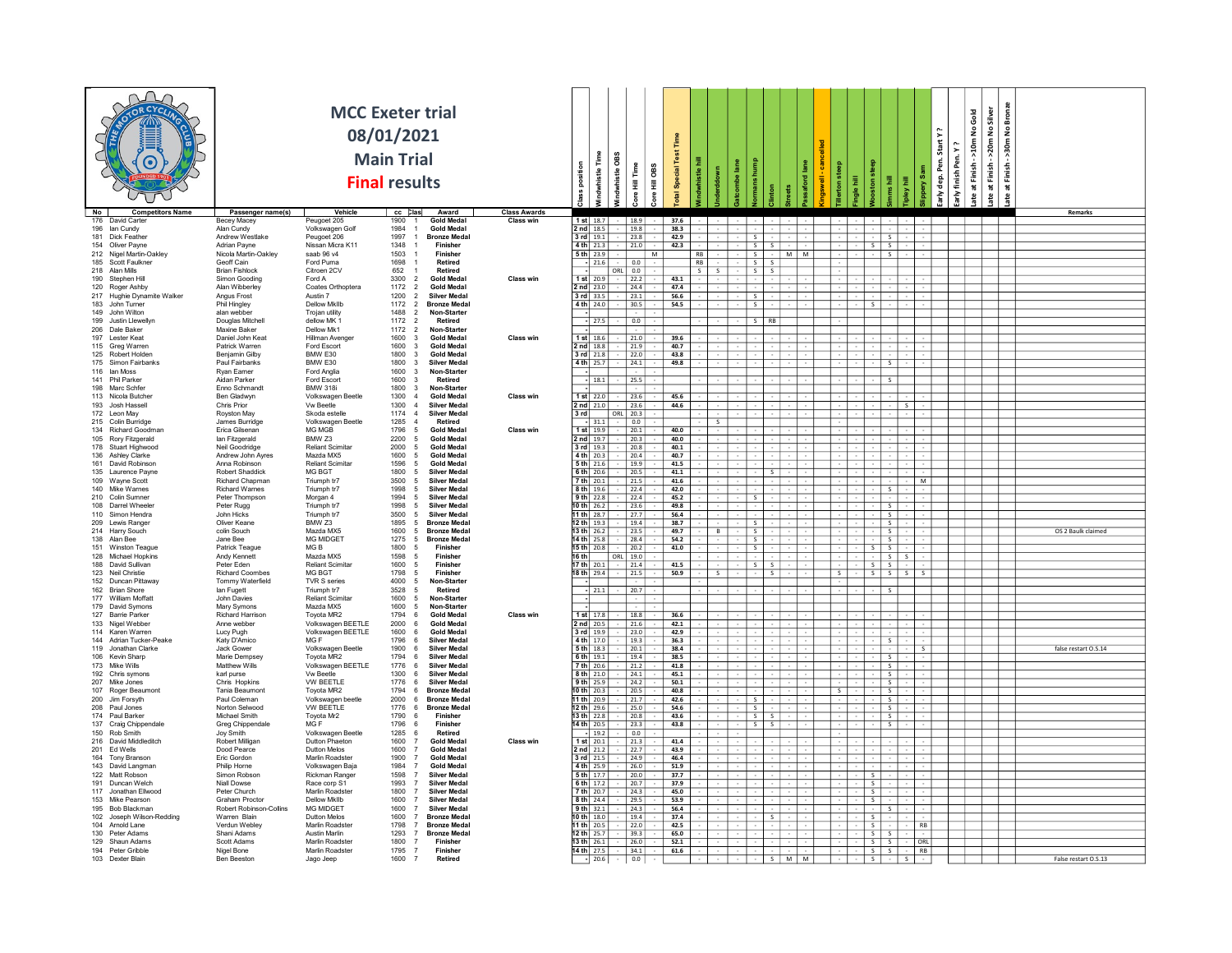# MCC Exeter trial
## 08/01/2021
## Main Trial
## Final results

| No | Competitors Name | Passenger name(s) | Vehicle | cc | Clas | Award | Class Awards | Class position | Windwhistle Time | Windwhistle OBS | Core Hill Time | Core Hill OBS | Total Special Test Time | Windwhistle hill | Underdown | Gatcombe lane | Normans hump | Clinton | Streets | Passaford lane | Kingswell - cancelled | Tillerton steep | Fingle hill | Wooston steep | Simms hill | Tipley hill | Slippery Sam | Early dep. Pen. Start Y? | Early finish Pen. Y? | Late at Finish ->10m No Gold | Late at Finish ->20m No Silver | Late at Finish ->30m No Bronze | Remarks |
|---|---|---|---|---|---|---|---|---|---|---|---|---|---|---|---|---|---|---|---|---|---|---|---|---|---|---|---|---|---|---|---|---|---|
| 176 | David Carter | Becey Macey | Peugeot 205 | 1900 | 1 | Gold Medal | Class win | 1st | 18.7 | - | 18.9 | - | 37.6 | - | - | - | - | - | - | - | | - | - | - | - | - | - | | | | | | |
| 196 | Ian Cundy | Alan Cundy | Volkswagen Golf | 1984 | 1 | Gold Medal | | 2nd | 18.5 | - | 19.8 | - | 38.3 | - | - | - | - | - | - | - | | - | - | - | - | - | - | | | | | | |
| 181 | Dick Feather | Andrew Westlake | Peugeot 206 | 1997 | 1 | Bronze Medal | | 3rd | 19.1 | - | 23.8 | - | 42.9 | - | - | - | S | - | - | - | | - | - | - | S | - | - | | | | | | |
| 154 | Oliver Payne | Adrian Payne | Nissan Micra K11 | 1348 | 1 | Finisher | | 4th | 21.3 | - | 21.0 | - | 42.3 | - | - | - | S | S | - | - | | - | - | S | S | - | - | | | | | | |
| 212 | Nigel Martin-Oakley | Nicola Martin-Oakley | saab 96 v4 | 1503 | 1 | Finisher | | 5th | 23.9 | - | | M | | - | - | - | S | - | M | M | | - | - | - | S | - | - | | | | | | |
| 185 | Scott Faulkner | Geoff Cain | Ford Puma | 1698 | 1 | Retired | | - | 21.6 | - | 0.0 | - | | RB | - | - | S | S | | | | | | | | | | | | | | | |
| 218 | Alan Mills | Brian Fishlock | Citroen 2CV | 652 | 1 | Retired | | - | | ORL | 0.0 | - | | S | S | - | S | S | | | | - | | | | | | | | | | | |
| 190 | Stephen Hill | Simon Gooding | Ford A | 3300 | 2 | Gold Medal | Class win | 1st | 20.9 | - | 22.2 | - | 43.1 | - | - | - | - | - | - | - | | - | - | - | - | - | - | | | | | | |
| 120 | Roger Ashby | Alan Wibberley | Coates Orthoptera | 1172 | 2 | Gold Medal | | 2nd | 23.0 | - | 24.4 | - | 47.4 | - | - | - | - | - | - | - | | - | - | - | - | - | - | | | | | | |
| 217 | Hughie Dynamite Walker | Angus Frost | Austin 7 | 1200 | 2 | Silver Medal | | 3rd | 33.5 | - | 23.1 | - | 56.6 | - | - | - | S | - | - | - | | - | - | - | - | - | - | | | | | | |
| 183 | John Turner | Phil Hingley | Dellow MkIIb | 1172 | 2 | Bronze Medal | | 4th | 24.0 | - | 30.5 | - | 54.5 | - | - | - | S | - | - | - | | - | - | S | - | - | - | | | | | | |
| 149 | John Wilton | alan webber | Trojan utility | 1488 | 2 | Non-Starter | | - | | | - | - | | | | | | | | | | | | | | | | | | | | | |
| 199 | Justin Llewellyn | Douglas Mitchell | dellow MK 1 | 1172 | 2 | Retired | | - | 27.5 | - | 0.0 | - | | - | - | - | S | RB | | | | - | | | | | | | | | | | |
| 206 | Dale Baker | Maxine Baker | Dellow Mk1 | 1172 | 2 | Non-Starter | | - | | | - | - | | | | | | | | | | | | | | | | | | | | | |
| 197 | Lester Keat | Daniel John Keat | Hillman Avenger | 1600 | 3 | Gold Medal | Class win | 1st | 18.6 | - | 21.0 | - | 39.6 | - | - | - | - | - | - | - | | - | - | - | - | - | - | | | | | | |
| 115 | Greg Warren | Patrick Warren | Ford Escort | 1600 | 3 | Gold Medal | | 2nd | 18.8 | - | 21.9 | - | 40.7 | - | - | - | - | - | - | - | | - | - | - | - | - | - | | | | | | |
| 125 | Robert Holden | Benjamin Gilby | BMW E30 | 1800 | 3 | Gold Medal | | 3rd | 21.8 | - | 22.0 | - | 43.8 | - | - | - | - | - | - | - | | - | - | - | - | - | - | | | | | | |
| 175 | Simon Fairbanks | Paul Fairbanks | BMW E30 | 1800 | 3 | Silver Medal | | 4th | 25.7 | - | 24.1 | - | 49.8 | - | - | - | - | - | - | - | | - | - | - | S | - | - | | | | | | |
| 116 | Ian Moss | Ryan Earner | Ford Anglia | 1600 | 3 | Non-Starter | | - | | | - | - | | | | | | | | | | | | | | | | | | | | | |
| 141 | Phil Parker | Aidan Parker | Ford Escort | 1600 | 3 | Retired | | - | 18.1 | - | 25.5 | - | | - | - | - | - | - | - | - | | - | - | - | S | | | | | | | | |
| 198 | Marc Schfer | Enno Schmandt | BMW 318i | 1800 | 3 | Non-Starter | | - | | | | | | | | | | | | | | | | | | | | | | | | | |
| 113 | Nicola Butcher | Graham Gladwyn | Volkswagen Beetle | 1300 | 4 | Gold Medal | Class win | 1st | 22.0 | - | 23.6 | - | 45.6 | - | - | - | - | - | - | - | | - | - | - | - | - | - | | | | | | |
| 193 | Josh Hassell | Chris Prior | Vw Beetle | 1300 | 4 | Silver Medal | | 2nd | 21.0 | - | 23.6 | - | 44.6 | - | - | - | - | - | - | - | | - | - | - | - | S | - | | | | | | |
| 172 | Leon May | Royston May | Skoda estelle | 1174 | 4 | Silver Medal | | 3rd | | ORL | 20.3 | - | | - | - | - | - | - | - | - | | - | - | - | - | - | - | | | | | | |
| 215 | Colin Burridge | James Burridge | Volkswagen Beetle | 1285 | 4 | Retired | | - | 31.1 | - | 0.0 | - | | - | S | | | | | | | - | | | | | | | | | | | |
| 134 | Richard Goodman | Erica Gilsenan | MG MGB | 1796 | 5 | Gold Medal | Class win | 1st | 19.9 | - | 20.1 | - | 40.0 | - | - | - | - | - | - | - | | - | - | - | - | - | - | | | | | | |
| 105 | Rory Fitzgerald | Ian Fitzgerald | BMW Z3 | 2200 | 5 | Gold Medal | | 2nd | 19.7 | - | 20.3 | - | 40.0 | - | - | - | - | - | - | - | | - | - | - | - | - | - | | | | | | |
| 178 | Stuart Highwood | Neil Goodridge | Reliant Scimitar | 2000 | 5 | Gold Medal | | 3rd | 19.3 | - | 20.8 | - | 40.1 | - | - | - | - | - | - | - | | - | - | - | - | - | - | | | | | | |
| 136 | Ashley Clarke | Andrew John Ayres | Mazda MX5 | 1600 | 5 | Gold Medal | | 4th | 20.3 | - | 20.4 | - | 40.7 | - | - | - | - | - | - | - | | - | - | - | - | - | - | | | | | | |
| 161 | David Robinson | Anna Robinson | Reliant Scimitar | 1596 | 5 | Gold Medal | | 5th | 21.6 | - | 19.9 | - | 41.5 | - | - | - | - | - | - | - | | - | - | - | - | - | - | | | | | | |
| 135 | Laurence Payne | Robert Shaddick | MG BGT | 1800 | 5 | Silver Medal | | 6th | 20.6 | - | 20.5 | - | 41.1 | - | - | - | - | S | - | - | | - | - | - | - | - | - | | | | | | |
| 109 | Wayne Scott | Richard Chapman | Triumph tr7 | 3500 | 5 | Silver Medal | | 7th | 20.1 | - | 21.5 | - | 41.6 | - | - | - | - | - | - | - | | - | - | - | - | - | M | | | | | | |
| 140 | Mike Warnes | Richard Warnes | Triumph tr7 | 1998 | 5 | Silver Medal | | 8th | 19.6 | - | 22.4 | - | 42.0 | - | - | - | - | - | - | - | | - | - | - | S | - | - | | | | | | |
| 210 | Colin Sumner | Peter Thompson | Morgan 4 | 1994 | 5 | Silver Medal | | 9th | 22.8 | - | 22.4 | - | 45.2 | - | - | - | S | - | - | - | | - | - | - | - | - | - | | | | | | |
| 108 | Darrel Wheeler | Peter Rugg | Triumph tr7 | 1998 | 5 | Silver Medal | | 10th | 26.2 | - | 23.6 | - | 49.8 | - | - | - | - | - | - | - | | - | - | - | S | - | - | | | | | | |
| 110 | Simon Hendra | John Hicks | Triumph tr7 | 3500 | 5 | Silver Medal | | 11th | 28.7 | - | 27.7 | - | 56.4 | - | - | - | - | - | - | - | | - | - | - | S | - | - | | | | | | |
| 209 | Lewis Ranger | Oliver Keane | BMW Z3 | 1895 | 5 | Bronze Medal | | 12th | 19.3 | - | 19.4 | - | 38.7 | - | - | - | S | - | - | - | | - | - | - | S | - | - | | | | | | |
| 214 | Harry Souch | colin Souch | Mazda MX5 | 1600 | 5 | Bronze Medal | | 13th | 26.2 | - | 23.5 | - | 49.7 | - | B | - | S | - | - | - | | - | - | - | S | - | - | | | | | | OS 2 Baulk claimed |
| 138 | Alan Bee | Jane Bee | MG MIDGET | 1275 | 5 | Bronze Medal | | 14th | 25.8 | - | 28.4 | - | 54.2 | - | - | - | S | - | - | - | | - | - | - | S | - | - | | | | | | |
| 151 | Winston Teague | Patrick Teague | MG B | 1800 | 5 | Finisher | | 15th | 20.8 | - | 20.2 | - | 41.0 | - | - | - | S | - | - | - | | - | - | S | S | - | - | | | | | | |
| 128 | Michael Hopkins | Andy Kennett | Mazda MX5 | 1598 | 5 | Finisher | | 16th | | ORL | 19.0 | - | | - | - | - | - | - | - | - | | - | - | - | S | S | - | | | | | | |
| 188 | David Sullivan | Peter Eden | Reliant Scimitar | 1600 | 5 | Finisher | | 17th | 20.1 | - | 21.4 | - | 41.5 | - | - | - | S | S | - | - | | - | - | S | S | - | - | | | | | | |
| 123 | Neil Christie | Richard Coombes | MG BGT | 1798 | 5 | Finisher | | 18th | 29.4 | - | 21.5 | - | 50.9 | - | S | - | - | S | - | - | | S | - | S | S | S | S | | | | | | |
| 152 | Duncan Pittaway | Tommy Waterfield | TVR S series | 4000 | 5 | Non-Starter | | - | | | - | - | | | | | | | | | | | | | | | | | | | | | |
| 162 | Brian Shore | Ian Fugett | Triumph tr7 | 3528 | 5 | Retired | | - | 21.1 | - | 20.7 | - | | - | - | - | - | - | - | - | | - | - | - | S | | | | | | | | |
| 177 | William Moffatt | John Davies | Reliant Scimitar | 1600 | 5 | Non-Starter | | - | | | - | - | | | | | | | | | | | | | | | | | | | | | |
| 179 | David Symons | Mary Symons | Mazda MX5 | 1600 | 5 | Non-Starter | | - | | | - | - | | | | | | | | | | | | | | | | | | | | | |
| 127 | Barrie Parker | Richard Harrison | Toyota MR2 | 1794 | 6 | Gold Medal | Class win | 1st | 17.8 | - | 18.8 | - | 36.6 | - | - | - | - | - | - | - | | - | - | - | - | - | - | | | | | | |
| 133 | Nigel Webber | Anne webber | Volkswagen BEETLE | 2000 | 6 | Gold Medal | | 2nd | 20.5 | - | 21.6 | - | 42.1 | - | - | - | - | - | - | - | | - | - | - | - | - | - | | | | | | |
| 114 | Karen Warren | Lucy Pugh | Volkswagen BEETLE | 1600 | 6 | Gold Medal | | 3rd | 19.9 | - | 23.0 | - | 42.9 | - | - | - | - | - | - | - | | - | - | - | - | - | - | | | | | | |
| 144 | Adrian Tucker-Peake | Katy D'Amico | MG F | 1796 | 6 | Silver Medal | | 4th | 17.0 | - | 19.3 | - | 36.3 | - | - | - | - | - | - | - | | - | - | - | S | - | - | | | | | | |
| 119 | Jonathan Clarke | Jack Gower | Volkswagen Beetle | 1900 | 6 | Silver Medal | | 5th | 18.3 | - | 20.1 | - | 38.4 | - | - | - | - | - | - | - | | - | - | - | - | - | S | | | | | | false restart O.S.14 |
| 106 | Kevin Sharp | Marie Dempsey | Toyota MR2 | 1794 | 6 | Silver Medal | | 6th | 19.1 | - | 19.4 | - | 38.5 | - | - | - | - | - | - | - | | - | - | - | S | - | - | | | | | | |
| 173 | Mike Wills | Matthew Wills | Volkswagen BEETLE | 1776 | 6 | Silver Medal | | 7th | 20.6 | - | 21.2 | - | 41.8 | - | - | - | - | - | - | - | | - | - | - | S | - | - | | | | | | |
| 192 | Chris symons | karl purse | Vw Beetle | 1300 | 6 | Silver Medal | | 8th | 21.0 | - | 24.1 | - | 45.1 | - | - | - | - | - | - | - | | - | - | - | S | - | - | | | | | | |
| 207 | Mike Jones | Chris Hopkins | VW BEETLE | 1776 | 6 | Silver Medal | | 9th | 25.9 | - | 24.2 | - | 50.1 | - | - | - | - | - | - | - | | - | - | - | S | - | - | | | | | | |
| 107 | Roger Beaumont | Tania Beaumont | Toyota MR2 | 1794 | 6 | Bronze Medal | | 10th | 20.3 | - | 20.5 | - | 40.8 | - | - | - | - | - | - | - | | S | - | - | S | - | - | | | | | | |
| 200 | Jim Forsyth | Paul Coleman | Volkswagen beetle | 2000 | 6 | Bronze Medal | | 11th | 20.9 | - | 21.7 | - | 42.6 | - | - | - | S | - | - | - | | - | - | - | S | - | - | | | | | | |
| 208 | Paul Jones | Norton Selwood | VW BEETLE | 1776 | 6 | Bronze Medal | | 12th | 29.6 | - | 25.0 | - | 54.6 | - | - | - | S | - | - | - | | - | - | - | S | - | - | | | | | | |
| 174 | Paul Barker | Michael Smith | Toyota Mr2 | 1790 | 6 | Finisher | | 13th | 22.8 | - | 20.8 | - | 43.6 | - | - | - | S | S | - | - | | - | - | - | S | - | - | | | | | | |
| 137 | Craig Chippendale | Greg Chippendale | MG F | 1796 | 6 | Finisher | | 14th | 20.5 | - | 23.3 | - | 43.8 | - | - | - | S | S | - | - | | - | - | - | S | - | - | | | | | | |
| 150 | Rob Smith | Joy Smith | Volkswagen Beetle | 1285 | 6 | Retired | | - | 19.2 | - | 0.0 | - | | - | - | | | | | | | - | | | | | | | | | | | |
| 216 | David Middleditch | Robert Milligan | Dutton Phaeton | 1600 | 7 | Gold Medal | Class win | 1st | 20.1 | - | 21.3 | - | 41.4 | - | - | - | - | - | - | - | | - | - | - | - | - | - | | | | | | |
| 201 | Ed Wells | Dood Pearce | Dutton Melos | 1600 | 7 | Gold Medal | | 2nd | 21.2 | - | 22.7 | - | 43.9 | - | - | - | - | - | - | - | | - | - | - | - | - | - | | | | | | |
| 164 | Tony Branson | Eric Gordon | Marlin Roadster | 1900 | 7 | Gold Medal | | 3rd | 21.5 | - | 24.9 | - | 46.4 | - | - | - | - | - | - | - | | - | - | - | - | - | - | | | | | | |
| 143 | David Langman | Philip Horne | Volkswagen Baja | 1984 | 7 | Gold Medal | | 4th | 25.9 | - | 26.0 | - | 51.9 | - | - | - | - | - | - | - | | - | - | - | - | - | - | | | | | | |
| 122 | Matt Robson | Simon Robson | Rickman Ranger | 1598 | 7 | Silver Medal | | 5th | 17.7 | - | 20.0 | - | 37.7 | - | - | - | - | - | - | - | | - | - | S | - | - | - | | | | | | |
| 191 | Duncan Welch | Niall Dowse | Race corp S1 | 1993 | 7 | Silver Medal | | 6th | 17.2 | - | 20.7 | - | 37.9 | - | - | - | - | - | - | - | | - | - | S | - | - | - | | | | | | |
| 117 | Jonathan Ellwood | Peter Church | Marlin Roadster | 1800 | 7 | Silver Medal | | 7th | 20.7 | - | 24.3 | - | 45.0 | - | - | - | - | - | - | - | | - | - | S | - | - | - | | | | | | |
| 153 | Mike Pearson | Graham Proctor | Dellow MkIIb | 1600 | 7 | Silver Medal | | 8th | 24.4 | - | 29.5 | - | 53.9 | - | - | - | - | - | - | - | | - | - | S | - | - | - | | | | | | |
| 195 | Bob Blackman | Robert Robinson-Collins | MG MIDGET | 1600 | 7 | Silver Medal | | 9th | 32.1 | - | 24.3 | - | 56.4 | - | - | - | - | - | - | - | | - | - | - | S | - | - | | | | | | |
| 102 | Joseph Wilson-Redding | Warren Blain | Dutton Melos | 1600 | 7 | Bronze Medal | | 10th | 18.0 | - | 19.4 | - | 37.4 | - | - | - | - | S | - | - | | - | - | S | - | - | - | | | | | | |
| 104 | Arnold Lane | Verdun Webley | Marlin Roadster | 1798 | 7 | Bronze Medal | | 11th | 20.5 | - | 22.0 | - | 42.5 | - | - | - | - | - | - | - | | - | - | S | - | - | RB | | | | | | |
| 130 | Peter Adams | Shani Adams | Austin Marlin | 1293 | 7 | Bronze Medal | | 12th | 25.7 | - | 39.3 | - | 65.0 | - | - | - | - | - | - | - | | - | - | S | S | - | - | | | | | | |
| 129 | Shaun Adams | Scott Adams | Marlin Roadster | 1800 | 7 | Finisher | | 13th | 26.1 | - | 26.0 | - | 52.1 | - | - | - | - | - | - | - | | - | - | S | S | - | ORL | | | | | | |
| 194 | Peter Gribble | Nigel Bone | Marlin Roadster | 1795 | 7 | Finisher | | 14th | 27.5 | - | 34.1 | - | 61.6 | - | - | - | - | - | - | - | | - | - | S | S | - | RB | | | | | | |
| 103 | Dexter Blain | Ben Beeston | Jago Jeep | 1600 | 7 | Retired | | - | 20.6 | - | 0.0 | - | | - | - | - | - | S | M | M | | - | - | S | - | S | - | | | | | | False restart O.S.13 |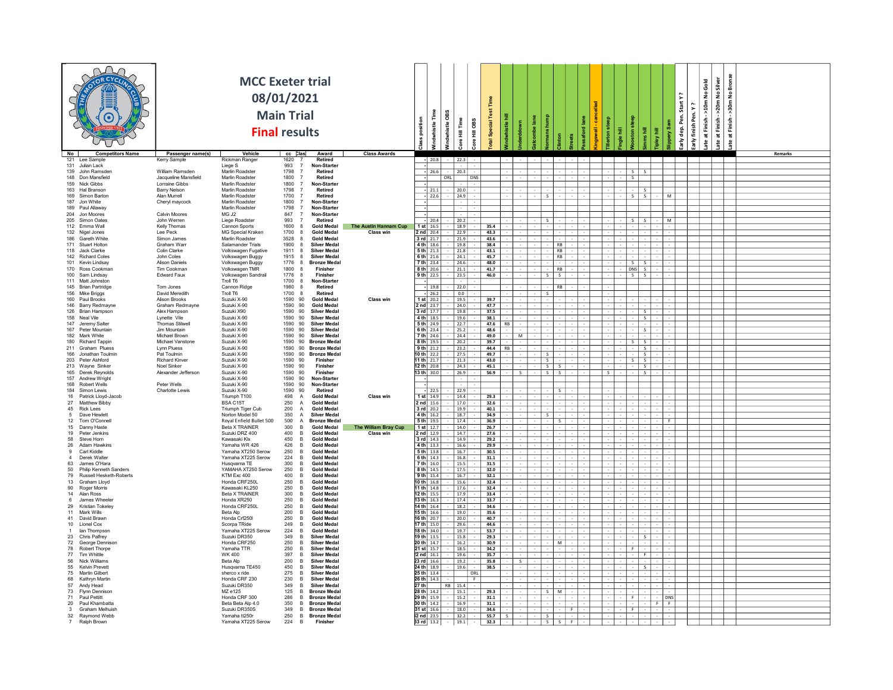# MCC Exeter trial
# 08/01/2021
# Main Trial
# Final results

| No | Competitors Name | Passenger name(s) | Vehicle | cc | Clas | Award | Class Awards | Class position | Windwhistle Time | Windwhistle OBS | Core Hill Time | Core Hill OBS | Total Special Test Time | Windwhistle hill | Underdown | Gatcombe lane | Normans hump | Clinton | Streets | Passford lane | Kingswell - cancelled | Tillerton steep | Fingle hill | Wooston steep | Simms hill | Tipley hill | Slippery Sam | Early dep. Pen. Start Y ? | Early finish Pen. Y ? | Late at Finish - >10m No Gold | Late at Finish - >20m No Silver | Late at Finish - >30m No Bronze | Remarks |
|---|---|---|---|---|---|---|---|---|---|---|---|---|---|---|---|---|---|---|---|---|---|---|---|---|---|---|---|---|---|---|---|---|---|
| 121 | Lee Sample | Kerry Sample | Rickman Ranger | 1620 | 7 | Retired | | - | 20.8 | | 22.3 | - | | - | - | - | - | - | - | - | | | | | | | | | | | | | |
| 131 | Julian Lack | | Liege S | 993 | 7 | Non-Starter | | - | | | - | - | | | | | | | | | | | | | | | | | | | | | |
| 139 | John Ramsden | William Ramsden | Marlin Roadster | 1798 | 7 | Retired | | - | 26.6 | - | 20.3 | - | | - | - | - | - | - | - | - | | - | - | S | S | | | | | | | | |
| 148 | Don Mansfield | Jacqueline Mansfield | Marlin Roadster | 1800 | 7 | Retired | | - | | ORL | | DNS | | - | - | - | - | - | - | - | | - | - | S | | | | | | | | | |
| 159 | Nick Gibbs | Lorraine Gibbs | Marlin Roadster | 1800 | 7 | Non-Starter | | - | | | - | - | | | | | | | | | | | | | | | | | | | | | |
| 163 | Hal Branson | Barry Nelson | Marlin Roadster | 1798 | 7 | Retired | | - | 21.1 | - | 20.0 | - | | - | - | - | - | - | - | - | | - | - | - | S | | | | | | | | |
| 169 | Simon Barton | Alan Murrell | Marlin Roadster | 1700 | 7 | Retired | | - | 22.6 | - | 24.9 | - | | - | - | - | S | - | - | - | | - | - | S | S | - | M | | | | | | |
| 187 | Jon White | Cheryl maycock | Marlin Roadster | 1800 | 7 | Non-Starter | | - | | | - | - | | | | | | | | | | | | | | | | | | | | | |
| 189 | Paul Allaway | | Marlin Roadster | 1798 | 7 | Non-Starter | | - | | | - | - | | | | | | | | | | | | | | | | | | | | | |
| 204 | Jon Moores | Calvin Moores | MG J2 | 847 | 7 | Non-Starter | | - | | | - | - | | | | | | | | | | | | | | | | | | | | | |
| 205 | Simon Oates | John Werren | Liege Roadster | 993 | 7 | Retired | | - | 20.4 | - | 20.2 | - | | - | - | - | S | - | - | - | | - | - | S | S | - | M | | | | | | |
| 112 | Emma Wall | Kelly Thomas | Cannon Sports | 1600 | 8 | Gold Medal | The Austin Hannam Cup | 1 st | 16.5 | - | 18.9 | - | 35.4 | - | - | - | - | - | - | - | | - | - | - | - | - | - | | | | | | |
| 132 | Nigel Jones | Lee Peck | MG Special Kraken | 1700 | 8 | Gold Medal | Class win | 2 nd | 20.4 | - | 22.9 | - | 43.3 | - | - | - | - | - | - | - | | - | - | - | - | - | - | | | | | | |
| 186 | Gareth White | Simon James | Marlin Roadster | 3528 | 8 | Gold Medal | | 3 rd | 21.7 | - | 21.9 | - | 43.6 | - | - | - | - | - | - | - | | - | - | - | - | - | - | | | | | | |
| 171 | Stuart Holton | Graham Warr | Salamander Trials | 1900 | 8 | Silver Medal | | 4 th | 18.6 | - | 19.8 | - | 38.4 | - | - | - | - | RB | - | - | | - | - | - | - | - | - | | | | | | |
| 118 | Jack Clarke | Colin Clarke | Volkswagen Fugative | 1911 | 8 | Silver Medal | | 5 th | 21.3 | - | 21.8 | - | 43.1 | - | - | - | - | RB | - | - | | - | - | - | - | - | - | | | | | | |
| 142 | Richard Coles | John Coles | Volkswagen Buggy | 1915 | 8 | Silver Medal | | 6 th | 21.6 | - | 24.1 | - | 45.7 | - | - | - | - | RB | - | - | | - | - | - | - | - | - | | | | | | |
| 101 | Kevin Lindsay | Alison Daniels | Volkswagen Buggy | 1776 | 8 | Bronze Medal | | 7 th | 23.4 | - | 24.6 | - | 48.0 | - | - | - | - | - | - | - | | - | - | S | S | - | - | | | | | | |
| 170 | Ross Cookman | Tim Cookman | Volkswagen TMR | 1800 | 8 | Finisher | | 8 th | 20.6 | - | 21.1 | - | 41.7 | - | - | - | - | RB | - | - | | - | - | DNS | S | - | - | | | | | | |
| 100 | Sam Lindsay | Edward Faux | Volkswagen Sandrail | 1776 | 8 | Finisher | | 9 th | 22.5 | - | 23.5 | - | 46.0 | - | - | - | S | S | - | - | | - | - | S | S | - | - | | | | | | |
| 111 | Matt Johnston | | Troll T6 | 1700 | 8 | Non-Starter | | - | | | - | - | | | | | | | | | | | | | | | | | | | | | |
| 145 | Brian Partridge | Tom Jones | Cannon Ridge | 1980 | 8 | Retired | | - | 19.8 | - | 22.0 | - | | - | - | - | - | RB | - | - | | | | | | | | | | | | | |
| 156 | Mike Briggs | David Meredith | Troll T6 | 1700 | 8 | Retired | | - | 26.2 | - | 0.0 | - | | - | - | - | S | | | | | - | | | | | | | | | | | |
| 160 | Paul Brooks | Alison Brooks | Suzuki X-90 | 1590 | 90 | Gold Medal | Class win | 1 st | 20.2 | - | 19.5 | - | 39.7 | - | - | - | - | - | - | - | | - | - | - | - | - | - | | | | | | |
| 146 | Barry Redmayne | Graham Redmayne | Suzuki X-90 | 1590 | 90 | Gold Medal | | 2 nd | 23.7 | - | 24.0 | - | 47.7 | - | - | - | - | - | - | - | | - | - | - | - | - | - | | | | | | |
| 126 | Brian Hampson | Alex Hampson | Suzuki X90 | 1590 | 90 | Silver Medal | | 3 rd | 17.7 | - | 19.8 | - | 37.5 | - | - | - | - | - | - | - | | - | - | - | S | - | - | | | | | | |
| 158 | Neal Vile | Lynette Vile | Suzuki X-90 | 1590 | 90 | Silver Medal | | 4 th | 18.5 | - | 19.6 | - | 38.1 | - | - | - | - | - | - | - | | - | - | - | S | - | - | | | | | | |
| 147 | Jeremy Salter | Thomas Stillwell | Suzuki X-90 | 1590 | 90 | Silver Medal | | 5 th | 24.9 | - | 22.7 | - | 47.6 | RB | - | - | - | - | - | - | | - | - | - | - | - | - | | | | | | |
| 167 | Peter Mountain | Jim Mountain | Suzuki X-90 | 1590 | 90 | Silver Medal | | 6 th | 23.4 | - | 25.2 | - | 48.6 | - | - | - | - | - | - | - | | - | - | - | S | - | - | | | | | | |
| 182 | Mark White | Michael Brown | Suzuki X-90 | 1590 | 90 | Silver Medal | | 7 th | 24.6 | - | 24.4 | - | 49.0 | - | M | - | - | - | - | - | | - | - | - | - | - | - | | | | | | |
| 180 | Richard Tappin | Michael Vanstone | Suzuki X-90 | 1590 | 90 | Bronze Medal | | 8 th | 19.5 | - | 20.2 | - | 39.7 | - | - | - | - | - | - | - | | - | - | S | S | - | - | | | | | | |
| 211 | Graham Pluess | Lynn Pluess | Suzuki X-90 | 1590 | 90 | Bronze Medal | | 9 th | 21.2 | - | 23.2 | - | 44.4 | RB | - | - | - | - | - | - | | - | - | - | S | - | - | | | | | | |
| 166 | Jonathan Toulmin | Pat Toulmin | Suzuki X-90 | 1590 | 90 | Bronze Medal | | 10 th | 22.2 | - | 27.5 | - | 49.7 | - | - | - | S | - | - | - | | - | - | - | S | - | - | | | | | | |
| 203 | Peter Ashford | Richard Kinver | Suzuki X-90 | 1590 | 90 | Finisher | | 11 th | 21.7 | - | 21.3 | - | 43.0 | - | - | - | S | - | - | - | | - | - | S | S | - | - | | | | | | |
| 213 | Wayne Sinker | Noel Sinker | Suzuki X-90 | 1590 | 90 | Finisher | | 12 th | 20.8 | - | 24.3 | - | 45.1 | - | - | - | S | S | - | - | | - | - | - | S | - | - | | | | | | |
| 165 | Derek Reynolds | Alexander Jefferson | Suzuki X-90 | 1590 | 90 | Finisher | | 13 th | 30.0 | - | 26.9 | - | 56.9 | - | S | - | S | S | - | - | | S | - | - | S | - | - | | | | | | |
| 157 | Andrew Wright | | Suzuki X-90 | 1590 | 90 | Non-Starter | | - | | | - | - | | | | | | | | | | | | | | | | | | | | | |
| 168 | Robert Wells | Peter Wells | Suzuki X-90 | 1590 | 90 | Non-Starter | | - | | | - | - | | | | | | | | | | | | | | | | | | | | | |
| 184 | Simon Lewis | Charlotte Lewis | Suzuki X-90 | 1590 | 90 | Retired | | - | 22.5 | - | 22.9 | - | | - | - | - | - | S | - | - | | - | | | | | | | | | | | |
| 16 | Patrick Lloyd-Jacob | | Triumph T100 | 498 | A | Gold Medal | Class win | 1 st | 14.9 | - | 14.4 | - | 29.3 | - | - | - | - | - | - | - | | - | - | - | - | - | - | | | | | | |
| 27 | Matthew Bibby | | BSA C15T | 250 | A | Gold Medal | | 2 nd | 15.6 | - | 17.0 | - | 32.6 | - | - | - | - | - | - | - | | - | - | - | - | - | - | | | | | | |
| 45 | Rick Lees | | Triumph Tiger Cub | 200 | A | Gold Medal | | 3 rd | 20.2 | - | 19.9 | - | 40.1 | - | - | - | - | - | - | - | | - | - | - | - | - | - | | | | | | |
| 5 | Dave Hewlett | | Norton Model 50 | 350 | A | Silver Medal | | 4 th | 16.2 | - | 18.7 | - | 34.9 | - | - | - | S | - | - | - | | - | - | - | - | - | - | | | | | | |
| 12 | Tom O'Connell | | Royal Enfield Bullet 500 | 500 | A | Bronze Medal | | 5 th | 19.5 | - | 17.4 | - | 36.9 | - | - | - | - | S | - | - | | - | - | - | - | - | F | | | | | | |
| 15 | Danny Haste | | Beta X TRAINER | 300 | B | Gold Medal | The William Bray Cup | 1 st | 12.7 | - | 14.0 | - | 26.7 | - | - | - | - | - | - | - | | - | - | - | - | - | - | | | | | | |
| 19 | Peter Jenkins | | Suzuki DRZ 400 | 400 | B | Gold Medal | Class win | 2 nd | 12.9 | - | 14.7 | - | 27.6 | - | - | - | - | - | - | - | | - | - | - | - | - | - | | | | | | |
| 58 | Steve Horn | | Kawasaki Klx | 450 | B | Gold Medal | | 3 rd | 14.3 | - | 14.9 | - | 29.2 | - | - | - | - | - | - | - | | - | - | - | - | - | - | | | | | | |
| 26 | Adam Hawkins | | Yamaha WR 426 | 426 | B | Gold Medal | | 4 th | 13.3 | - | 16.6 | - | 29.9 | - | - | - | - | - | - | - | | - | - | - | - | - | - | | | | | | |
| 9 | Carl Kiddle | | Yamaha XT250 Serow | 250 | B | Gold Medal | | 5 th | 13.8 | - | 16.7 | - | 30.5 | - | - | - | - | - | - | - | | - | - | - | - | - | - | | | | | | |
| 4 | Derek Walter | | Yamaha XT225 Serow | 224 | B | Gold Medal | | 6 th | 14.3 | - | 16.8 | - | 31.1 | - | - | - | - | - | - | - | | - | - | - | - | - | - | | | | | | |
| 63 | James O'Hara | | Husqvarna TE | 300 | B | Gold Medal | | 7 th | 16.0 | - | 15.5 | - | 31.5 | - | - | - | - | - | - | - | | - | - | - | - | - | - | | | | | | |
| 50 | Philip Kenneth Sanders | | YAMAHA XT250 Serow | 250 | B | Gold Medal | | 8 th | 14.5 | - | 17.5 | - | 32.0 | - | - | - | - | - | - | - | | - | - | - | - | - | - | | | | | | |
| 79 | Russell Hesketh-Roberts | | KTM Exc 400 | 400 | B | Gold Medal | | 9 th | 15.4 | - | 16.7 | - | 32.1 | - | - | - | - | - | - | - | | - | - | - | - | - | - | | | | | | |
| 13 | Graham Lloyd | | Honda CRF250L | 250 | B | Gold Medal | | 10 th | 16.8 | - | 15.6 | - | 32.4 | - | - | - | - | - | - | - | | - | - | - | - | - | - | | | | | | |
| 90 | Roger Morris | | Kawasaki KL250 | 250 | B | Gold Medal | | 11 th | 14.8 | - | 17.6 | - | 32.4 | - | - | - | - | - | - | - | | - | - | - | - | - | - | | | | | | |
| 14 | Alan Ross | | Beta X TRAINER | 300 | B | Gold Medal | | 12 th | 15.5 | - | 17.9 | - | 33.4 | - | - | - | - | - | - | - | | - | - | - | - | - | - | | | | | | |
| 6 | James Wheeler | | Honda XR250 | 250 | B | Gold Medal | | 13 th | 16.3 | - | 17.4 | - | 33.7 | - | - | - | - | - | - | - | | - | - | - | - | - | - | | | | | | |
| 29 | Kristian Tokeley | | Honda CRF250L | 250 | B | Gold Medal | | 14 th | 16.4 | - | 18.2 | - | 34.6 | - | - | - | - | - | - | - | | - | - | - | - | - | - | | | | | | |
| 11 | Mark Wills | | Beta Alp | 200 | B | Gold Medal | | 15 th | 16.6 | - | 19.0 | - | 35.6 | - | - | - | - | - | - | - | | - | - | - | - | - | - | | | | | | |
| 41 | David Brawn | | Honda Crf250l | 250 | B | Gold Medal | | 16 th | 20.7 | - | 20.0 | - | 40.7 | - | - | - | - | - | - | - | | - | - | - | - | - | - | | | | | | |
| 10 | Lionel Cox | | Scorpa TRide | 249 | B | Gold Medal | | 17 th | 15.0 | - | 29.6 | - | 44.6 | - | - | - | - | - | - | - | | - | - | - | - | - | - | | | | | | |
| 1 | Ian Thompson | | Yamaha XT225 Serow | 224 | B | Gold Medal | | 18 th | 34.0 | - | 19.7 | - | 53.7 | - | - | - | - | - | - | - | | - | - | - | - | - | - | | | | | | |
| 23 | Chris Palfrey | | Suzuki DR350 | 349 | B | Silver Medal | | 19 th | 13.5 | - | 15.8 | - | 29.3 | - | - | - | - | - | - | - | | - | - | - | S | - | - | | | | | | |
| 72 | George Dennison | | Honda CRF250 | 250 | B | Silver Medal | | 20 th | 14.7 | - | 16.2 | - | 30.9 | - | - | - | - | M | - | - | | - | - | - | - | - | - | | | | | | |
| 78 | Robert Thorpe | | Yamaha TTR | 250 | B | Silver Medal | | 21 st | 15.7 | - | 18.5 | - | 34.2 | - | - | - | - | - | - | - | | - | - | F | - | - | - | | | | | | |
| 77 | Tim Whittle | | WK 400 | 397 | B | Silver Medal | | 22 nd | 16.1 | - | 19.6 | - | 35.7 | - | - | - | - | - | - | - | | - | - | - | F | - | - | | | | | | |
| 56 | Nick Williams | | Beta Alp | 200 | B | Silver Medal | | 23 rd | 16.6 | - | 19.2 | - | 35.8 | - | S | - | - | - | - | - | | - | - | - | - | - | - | | | | | | |
| 55 | Kelvin Prevett | | Husqvarna TE450 | 450 | B | Silver Medal | | 24 th | 18.9 | - | 19.6 | - | 38.5 | - | - | - | - | - | - | - | | - | - | - | S | - | - | | | | | | |
| 75 | Martin Gilbert | | sherco x ride | 275 | B | Silver Medal | | 25 th | 13.4 | - | | ORL | | - | - | - | - | - | - | - | | - | - | - | - | - | - | | | | | | |
| 68 | Kathryn Martin | | Honda CRF 230 | 230 | B | Silver Medal | | 26 th | 14.3 | - | | F | | - | - | - | - | - | - | - | | - | - | - | - | - | - | | | | | | |
| 57 | Andy Head | | Suzuki DR350 | 349 | B | Silver Medal | | 27 th | | RB | 15.4 | - | | - | - | - | - | - | - | - | | - | - | - | - | - | - | | | | | | |
| 73 | Flynn Dennison | | MZ e125 | 125 | B | Bronze Medal | | 28 th | 14.2 | - | 15.1 | - | 29.3 | - | - | - | S | M | - | - | | - | - | - | - | - | - | | | | | | |
| 71 | Paul Pettitt | | Honda CRF 300 | 286 | B | Bronze Medal | | 29 th | 15.9 | - | 15.2 | - | 31.1 | - | - | - | - | - | - | - | | - | F | - | - | - | DNS | | | | | | |
| 20 | Paul Khambatta | | Beta Beta Alp 4.0 | 350 | B | Bronze Medal | | 30 th | 14.2 | - | 16.9 | - | 31.1 | - | - | - | - | - | - | - | | - | - | - | - | F | F | | | | | | |
| 3 | Graham Melhuish | | Suzuki DR350S | 349 | B | Bronze Medal | | 31 st | 16.6 | - | 18.0 | - | 34.6 | - | - | - | - | - | F | - | | - | F | - | - | - | - | | | | | | |
| 32 | Raymond Webb | | Yamaha tt250r | 250 | B | Bronze Medal | | 32 nd | 23.5 | - | 32.2 | - | 55.7 | S | - | - | S | - | - | - | | - | - | - | - | - | - | | | | | | |
| 7 | Ralph Brown | | Yamaha XT225 Serow | 224 | B | Finisher | | 33 rd | 13.2 | - | 19.1 | - | 32.3 | - | - | - | S | S | F | - | | - | - | - | - | - | - | | | | | | |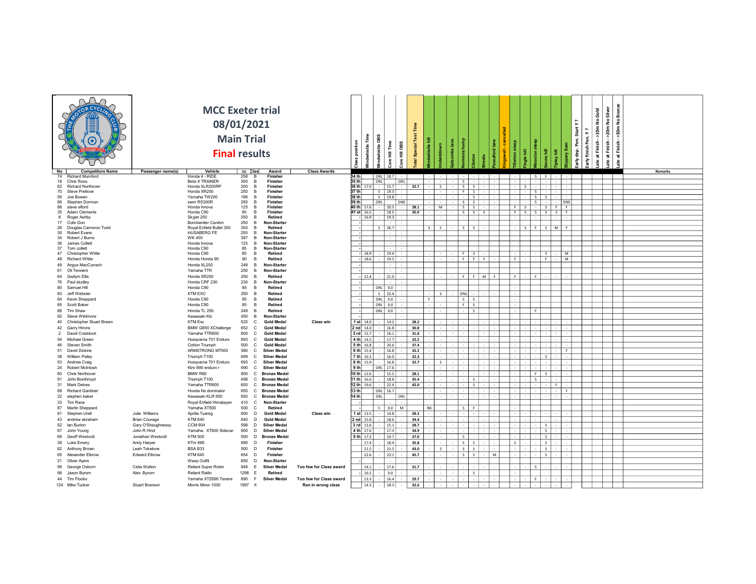# MCC Exeter trial

## 08/01/2021

## Main Trial

## Final results

| No | Competitors Name | Passenger name(s) | Vehicle | cc | Class | Award | Class Awards | Class position | Windwhistle Time | Windwhistle OBS | Core Hill Time | Core Hill OBS | Total Special Test Time | Windwhistle hill | Underdown | Gatcombe lane | Normans hump | Clinton | Streets | Passaford lane | Kingswell - cancelled | Tillerton steep | Fingle hill | Wooston steep | Simms hill | Tipley hill | Slippery Sam | Early dep. Pen. Start Y? | Early finish Pen. Y? | Late at Finish - >10m No Gold | Late at Finish - >20m No Silver | Late at Finish - >30m No Bronze | Remarks |
|---|---|---|---|---|---|---|---|---|---|---|---|---|---|---|---|---|---|---|---|---|---|---|---|---|---|---|---|---|---|---|---|---|---|
| 74 | Richard Mumford | | Honda 4 - RIDE | 258 | B | Finisher | | 34 th | | ORL | 18.7 | - | | - | - | - | - | - | - | - | | - | - | S | F | - | - | | | | | | |
| 18 | Chris Roos | | Beta X TRAINER | 300 | B | Finisher | | 35 th | | ORL | | ORL | | - | - | - | S | - | - | - | | - | - | - | - | - | - | | | | | | |
| 62 | Richard Northover | | Honda XLR200RP | 200 | B | Finisher | | 36 th | 17.0 | - | 15.7 | - | 32.7 | - | S | - | S | S | - | - | | - | S | - | - | - | - | | | | | | |
| 70 | Steve Pretlove | | Honda XR250 | 250 | B | Finisher | | 37 th | | S | 19.3 | - | | - | - | - | F | S | - | - | | - | - | S | - | - | - | | | | | | |
| 59 | Joe Bowen | | Yamaha TW200 | 196 | B | Finisher | | 38 th | | S | 19.8 | - | | - | - | - | - | S | - | - | | - | - | S | S | - | - | | | | | | |
| 66 | Stephen Dorman | | swm RS300R | 295 | B | Finisher | | 39 th | | ORL | | DNS | | - | - | - | S | S | - | - | | - | - | S | - | - | DNS | | | | | | |
| 88 | steve elford | | Honda Innova | 125 | B | Finisher | | 40 th | 17.6 | - | 20.5 | - | 38.1 | - | M | - | S | S | - | - | | F | S | - | S | F | F | | | | | | |
| 35 | Adam Clements | | Honda C90 | 85 | B | Finisher | | 41 st | 16.5 | - | 18.5 | - | 35.0 | - | - | - | S | S | S | - | | F | S | S | S | S | F | | | | | | |
| 8 | Roger Ashby | | Skyjet 250 | 250 | B | Retired | | - | 16.9 | - | 19.3 | - | | - | - | - | - | - | - | - | | - | - | - | - | - | - | | | | | | |
| 17 | Colin Don | | Bombardier CanAm | 250 | B | Non-Starter | | - | | | - | - | | | | | | | | | | | | | | | | | | | | | |
| 28 | Douglas Cameron Todd | | Royal Enfield Bullet 350 | 350 | B | Retired | | - | | S | 26.7 | - | | S | S | - | S | S | - | - | | - | S | F | S | M | F | | | | | | |
| 30 | Robert Evans | | HUSABERG FE | 250 | B | Non-Starter | | - | | | - | - | | | | | | | | | | | | | | | | | | | | | |
| 34 | Robert J Burns | | WK 400 | 397 | B | Non-Starter | | - | | | - | - | | | | | | | | | | | | | | | | | | | | | |
| 36 | James Collett | | Honda Innova | 125 | B | Non-Starter | | - | | | - | - | | | | | | | | | | | | | | | | | | | | | |
| 37 | Tom collett | | Honda C90 | 85 | B | Non-Starter | | - | | | - | - | | | | | | | | | | | | | | | | | | | | | |
| 47 | Christopher White | | Honda C90 | 85 | B | Retired | | - | 18.9 | - | 19.4 | - | | - | - | - | F | S | - | - | | - | - | - | S | - | M | | | | | | |
| 48 | Richard White | | Honda Honda 90 | 90 | B | Retired | | - | 18.6 | - | 19.5 | - | | - | - | - | F | F | F | - | | F | - | - | F | - | M | | | | | | |
| 49 | Angus MacCurrach | | Honda XL250 | 248 | B | Non-Starter | | - | | | - | - | | | | | | | | | | | | | | | | | | | | | |
| 61 | Oli Tennent | | Yamaha TTR | 250 | B | Non-Starter | | - | | | - | - | | | | | | | | | | | | | | | | | | | | | |
| 64 | Gwilym Ellis | | Honda XR250 | 250 | B | Retired | | - | 21.4 | - | 21.0 | - | | - | - | - | F | F | M | F | | F | - | F | - | - | - | | | | | | |
| 76 | Paul studley | | Honda CRF 230 | 230 | B | Non-Starter | | - | | | - | - | | | | | | | | | | | | | | | | | | | | | |
| 80 | Samuel Hill | | Honda C90 | 85 | B | Retired | | - | | ORL | 0.0 | - | | - | | | | | | | | - | | | | | | | | | | | |
| 83 | Jeff Webster | | KTM EXC | 250 | B | Retired | | - | | S | 22.4 | - | | - | S | - | DNS | - | - | - | | - | | | | | | | | | | | |
| 84 | Kevin Sheppard | | Honda C90 | 85 | B | Retired | | - | | ORL | 0.0 | - | | F | | | S | S | | | | - | | | | | | | | | | | |
| 85 | Scott Baker | | Honda C90 | 85 | B | Retired | | - | | ORL | 0.0 | - | | - | - | | F | S | | | | - | | | | | | | | | | | |
| 86 | Tim Shaw | | Honda TL 250 | 249 | B | Retired | | - | | ORL | 0.0 | - | | - | - | | - | S | | | | - | F | | | | | | | | | | |
| 92 | Steve Wildmore | | Kawasaki Klx | 450 | B | Non-Starter | | - | | | - | - | | | | | | | | | | | | | | | | | | | | | |
| 40 | Christopher Stuart Brawn | | KTM Exc | 525 | C | Gold Medal | Class win | 1 st | 14.0 | - | 14.2 | - | 28.2 | - | - | - | - | - | - | - | | - | - | - | - | - | - | | | | | | |
| 42 | Garry Hirons | | BMW G650 XChallenge | 652 | C | Gold Medal | | 2 nd | 14.0 | - | 16.8 | - | 30.8 | - | - | - | - | - | - | - | | - | - | - | - | - | - | | | | | | |
| 2 | David Craddock | | Yamaha TTR600 | 600 | C | Gold Medal | | 3 rd | 15.7 | - | 16.1 | - | 31.8 | - | - | - | - | - | - | - | | - | - | - | - | - | - | | | | | | |
| 54 | Michael Green | | Husqvarna 701 Enduro | 693 | C | Gold Medal | | 4 th | 14.5 | - | 17.7 | - | 32.2 | - | - | - | - | - | - | - | | - | - | - | - | - | - | | | | | | |
| 46 | Steven Smith | | Cotton Triumph | 500 | C | Gold Medal | | 5 th | 16.8 | - | 20.6 | - | 37.4 | - | - | - | - | - | - | - | | - | - | - | - | - | - | | | | | | |
| 51 | David Dickins | | ARMSTRONG MT500 | 580 | C | Silver Medal | | 6 th | 15.4 | - | 16.8 | - | 32.2 | - | - | - | - | - | - | - | | - | - | - | - | - | F | | | | | | |
| 38 | William Pixley | | Triumph T100 | 499 | C | Silver Medal | | 7 th | 16.3 | - | 16.0 | - | 32.3 | - | - | - | - | - | - | - | | - | - | - | S | - | - | | | | | | |
| 53 | Andrew Craig | | Husqvarna 701 Enduro | 693 | C | Silver Medal | | 8 th | 15.9 | - | 16.8 | - | 32.7 | - | S | - | - | - | - | - | | - | - | - | - | - | - | | | | | | |
| 24 | Robert McIntosh | | Ktm 690 enduro r | 690 | C | Silver Medal | | 9 th | | ORL | 17.6 | - | | - | - | - | - | - | - | - | | - | - | - | - | - | - | | | | | | |
| 60 | Chris Northover | | BMW R80 | 800 | C | Bronze Medal | | 10 th | 12.6 | - | 15.5 | - | 28.1 | - | - | - | - | - | - | - | | - | - | F | S | - | - | | | | | | |
| 91 | John Boothroyd | | Triumph T100 | 498 | C | Bronze Medal | | 11 th | 16.6 | - | 18.8 | - | 35.4 | - | - | - | - | S | - | - | | - | - | S | - | - | - | | | | | | |
| 31 | Mark Delves | | Yamaha TTR600 | 600 | C | Bronze Medal | | 12 th | 19.6 | - | 22.4 | - | 42.0 | - | - | - | - | S | - | - | | - | - | - | - | F | - | | | | | | |
| 89 | Richard Gardiner | | Honda Nx dominator | 650 | C | Bronze Medal | | 13 th | | ORL | 16.7 | - | | - | - | - | - | - | - | - | | - | - | - | - | - | F | | | | | | |
| 22 | stephen baker | | Kawasaki KLR 650 | 650 | C | Bronze Medal | | 14 th | | ORL | | ORL | | - | - | - | - | - | - | - | | - | - | - | - | - | - | | | | | | |
| 33 | Tim Race | | Royal Enfield Himalayan | 410 | C | Non-Starter | | - | | | - | - | | | | | | | | | | | | | | | | | | | | | |
| 87 | Martin Sheppard | | Yamaha XT500 | 500 | C | Retired | | - | | S | 0.0 | M | | RB | | | S | F | | | | - | | | | | | | | | | | |
| 81 | Stephen Urell | Julie Williams | Aprilia Tuareg | 600 | D | Gold Medal | Class win | 1 st | 13.5 | - | 14.8 | - | 28.3 | - | - | - | - | - | - | - | | - | - | - | - | - | - | | | | | | |
| 43 | andrew abraham | Brian Courage | KTM 640 | 640 | D | Gold Medal | | 2 nd | 15.8 | - | 18.6 | - | 34.4 | - | - | - | - | - | - | - | | - | - | - | - | - | - | | | | | | |
| 52 | Ian Burton | Gary O'Shaughnessy | CCM 604 | 598 | D | Silver Medal | | 3 rd | 13.6 | - | 15.1 | - | 28.7 | - | - | - | - | - | - | - | | - | - | - | S | - | - | | | | | | |
| 67 | John Young | John R Hind | Yamaha. XT600 Sidecar | 600 | D | Silver Medal | | 4 th | 17.6 | - | 17.3 | - | 34.9 | - | - | - | - | - | - | - | | - | - | - | S | - | - | | | | | | |
| 69 | Geoff Westcott | Jonathan Westcott | KTM 500 | 500 | D | Bronze Medal | | 5 th | 17.3 | - | 19.7 | - | 37.0 | - | - | - | S | - | - | - | | - | - | - | S | - | - | | | | | | |
| 39 | Luke Emery | Andy Harper | KTm 690 | 690 | D | Finisher | | | 17.4 | - | 18.4 | - | 35.8 | - | - | - | S | S | - | - | | S | - | - | S | - | - | | | | | | |
| 82 | Anthony Brown | Leah Tokelove | BSA B33 | 500 | D | Finisher | | | 21.5 | - | 21.5 | - | 43.0 | - | S | - | S | S | - | - | | - | - | - | S | - | - | | | | | | |
| 65 | Alexander Elbrow | Edward Elbrow | KTM 640 | 654 | D | Finisher | | | 22.6 | - | 23.1 | - | 45.7 | - | - | - | S | S | - | M | | - | - | - | S | - | - | | | | | | |
| 21 | Oliver Ayers | | Wasp Outfit | 850 | D | Non-Starter | | - | | | - | - | | | | | | | | | | | | | | | | | | | | | |
| 99 | George Osborn | Celia Walton | Reliant Super Robin | 848 | E | Silver Medal | Too few for Class award | | 14.1 | - | 17.6 | - | 31.7 | - | - | - | - | - | - | - | | - | - | S | - | - | - | | | | | | |
| 98 | Jason Byrom | Alex Byrom | Reliant Rialto | 1298 | E | Retired | | - | 16.5 | - | 0.0 | - | | - | - | - | - | S | | | | - | | | | | | | | | | | |
| 44 | Tim Flooks | | Yamaha XTZ690 Tenere | 690 | F | Silver Medal | Too few for Class award | | 13.3 | - | 16.4 | - | 29.7 | - | - | - | - | - | - | - | | - | - | F | - | - | - | | | | | | |
| 124 | Mike Tucker | Stuart Branson | Morris Minor 1000 | 1997 | X | | Ran in wrong class | | 14.3 | - | 18.3 | - | 32.6 | - | - | - | - | - | - | - | | - | - | - | - | - | - | | | | | | |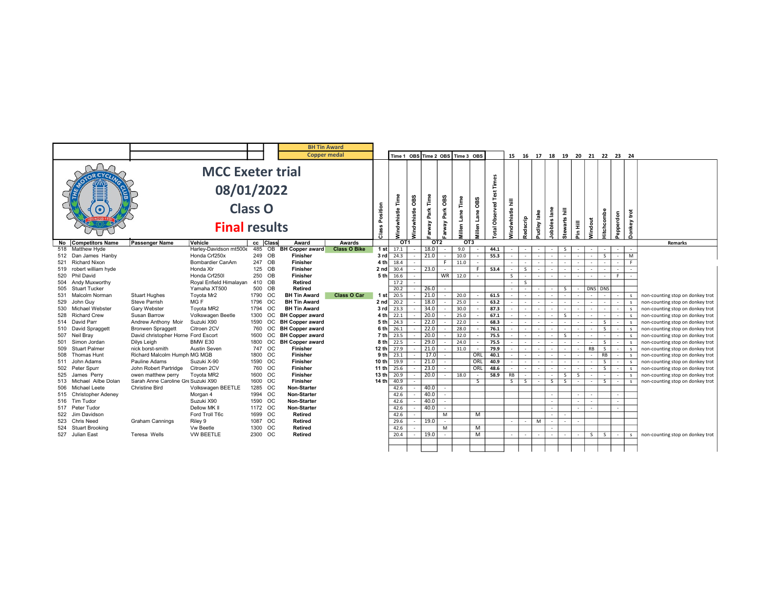# MCC Exeter trial

## 08/01/2022

## Class O

## Final results

| BH Tin Award |
|---|
| Copper medal |

| No | Competitors Name | Passenger Name | Vehicle | cc | Class | Award | Awards | Class Position | OT1 Windwhistle Time | OT1 Windwhistle OBS | OT2 Farway Park Time | OT2 Farway Park OBS | OT3 Millen Lane Time | OT3 Millen Lane OBS | Total Observed Test Times | 15 Windwhistle hill | 16 Redscrip | 17 Pudley lake | 18 Jobbles lane | 19 Stewarts hill | 20 Pin Hill | 21 Windout | 22 Hitchcombe | 23 Pepperdon | 24 Donkey trot | Remarks |
|---|---|---|---|---|---|---|---|---|---|---|---|---|---|---|---|---|---|---|---|---|---|---|---|---|---|---|
| 518 | Matthew Hyde | | Harley-Davidson mt500e | 485 | OB | BH Copper award | Class O Bike | 1 st | 17.1 | - | 18.0 | - | 9.0 | - | 44.1 | - | - | - | - | S | - | - | - | - | - | |
| 512 | Dan James Hanby | | Honda Crf250x | 249 | OB | Finisher | | 3 rd | 24.3 | - | 21.0 | - | 10.0 | - | 55.3 | - | - | - | - | - | - | - | S | - | M | |
| 521 | Richard Nixon | | Bombardier CanAm | 247 | OB | Finisher | | 4 th | 18.4 | - | | F | 11.0 | - | | - | - | - | - | - | - | - | - | - | F | |
| 519 | robert william hyde | | Honda Xlr | 125 | OB | Finisher | | 2 nd | 30.4 | - | 23.0 | - | | F | 53.4 | - | S | - | - | - | - | - | - | - | - | |
| 520 | Phil David | | Honda Crf250l | 250 | OB | Finisher | | 5 th | 16.6 | - | | WR | 12.0 | - | | S | - | - | - | - | - | - | - | F | - | |
| 504 | Andy Muxworthy | | Royal Enfield Himalayan | 410 | OB | Retired | | | 17.2 | - | | | | | | - | S | | | | | | | | | |
| 505 | Stuart Tucker | | Yamaha XT500 | 500 | OB | Retired | | | 20.2 | - | 26.0 | - | | | | - | - | - | - | S | - | DNS | DNS | | | |
| 531 | Malcolm Norman | Stuart Hughes | Toyota Mr2 | 1790 | OC | BH Tin Award | Class O Car | 1 st | 20.5 | - | 21.0 | - | 20.0 | - | 61.5 | - | - | - | - | - | - | - | - | - | s | non-counting stop on donkey trot |
| 529 | John Guy | Steve Parrish | MG F | 1796 | OC | BH Tin Award | | 2 nd | 20.2 | - | 18.0 | - | 25.0 | - | 63.2 | - | - | - | - | - | - | - | - | - | s | non-counting stop on donkey trot |
| 530 | Michael Webster | Gary Webster | Toyota MR2 | 1794 | OC | BH Tin Award | | 3 rd | 23.3 | - | 34.0 | - | 30.0 | - | 87.3 | - | - | - | - | - | - | - | - | - | s | non-counting stop on donkey trot |
| 528 | Richard Crew | Susan Barrow | Volkswagen Beetle | 1300 | OC | BH Copper award | | 4 th | 22.1 | - | 20.0 | - | 25.0 | - | 67.1 | - | - | - | - | S | - | - | - | - | s | non-counting stop on donkey trot |
| 514 | David Parr | Andrew Anthony Moir | Suzuki X90 | 1590 | OC | BH Copper award | | 5 th | 24.3 | - | 22.0 | - | 22.0 | - | 68.3 | - | - | - | - | - | - | - | S | - | s | non-counting stop on donkey trot |
| 510 | David Spraggett | Bronwen Spraggett | Citroen 2CV | 760 | OC | BH Copper award | | 6 th | 26.1 | - | 22.0 | - | 28.0 | - | 76.1 | - | - | - | - | - | - | - | S | - | s | non-counting stop on donkey trot |
| 507 | Neil Bray | David christopher Horne | Ford Escort | 1600 | OC | BH Copper award | | 7 th | 23.5 | - | 20.0 | - | 32.0 | - | 75.5 | - | - | - | - | S | - | - | - | - | s | non-counting stop on donkey trot |
| 501 | Simon Jordan | Dilys Leigh | BMW E30 | 1800 | OC | BH Copper award | | 8 th | 22.5 | - | 29.0 | - | 24.0 | - | 75.5 | - | - | - | - | - | - | - | S | - | s | non-counting stop on donkey trot |
| 509 | Stuart Palmer | nick borst-smith | Austin Seven | 747 | OC | Finisher | | 12 th | 27.9 | - | 21.0 | - | 31.0 | - | 79.9 | - | - | - | - | - | - | RB | S | - | s | non-counting stop on donkey trot |
| 508 | Thomas Hunt | Richard Malcolm Humph | MG MGB | 1800 | OC | Finisher | | 9 th | 23.1 | - | 17.0 | - | | ORL | 40.1 | - | - | - | - | - | - | - | RB | - | s | non-counting stop on donkey trot |
| 511 | John Adams | Pauline Adams | Suzuki X-90 | 1590 | OC | Finisher | | 10 th | 19.9 | - | 21.0 | - | | ORL | 40.9 | - | - | - | - | - | - | - | S | - | s | non-counting stop on donkey trot |
| 502 | Peter Spurr | John Robert Partridge | Citroen 2CV | 760 | OC | Finisher | | 11 th | 25.6 | - | 23.0 | - | | ORL | 48.6 | - | - | - | - | - | - | - | S | - | s | non-counting stop on donkey trot |
| 525 | James Perry | owen matthew perry | Toyota MR2 | 1600 | OC | Finisher | | 13 th | 20.9 | - | 20.0 | - | 18.0 | - | 58.9 | RB | - | - | - | S | S | - | - | - | s | non-counting stop on donkey trot |
| 513 | Michael Ailbe Dolan | Sarah Anne Caroline Gre | Suzuki X90 | 1600 | OC | Finisher | | 14 th | 40.9 | - | | | | S | | S | S | - | S | S | - | - | S | - | s | non-counting stop on donkey trot |
| 506 | Michael Leete | Christine Bird | Volkswagen BEETLE | 1285 | OC | Non-Starter | | | 42.6 | - | 40.0 | - | | | | | | | | | | | | | | |
| 515 | Christopher Adeney | | Morgan 4 | 1994 | OC | Non-Starter | | | 42.6 | - | 40.0 | - | | | | | | | - | | - | - | | - | | |
| 516 | Tim Tudor | | Suzuki X90 | 1590 | OC | Non-Starter | | | 42.6 | - | 40.0 | - | | | | | | | - | | - | - | | - | | |
| 517 | Peter Tudor | | Dellow MK II | 1172 | OC | Non-Starter | | | 42.6 | - | 40.0 | - | | | | | | | - | | - | - | | - | | |
| 522 | Jim Davidson | | Ford Troll T6c | 1699 | OC | Retired | | | 42.6 | - | | M | | M | | | | | - | - | | | | | | |
| 523 | Chris Need | Graham Cannings | Riley 9 | 1087 | OC | Retired | | | 29.6 | - | 19.0 | - | | | | - | - | M | - | - | - | | | | | |
| 524 | Stuart Brooking | | Vw Beetle | 1300 | OC | Retired | | | 42.6 | - | | M | | M | | | | | - | | | | | | | |
| 527 | Julian East | Teresa Wells | VW BEETLE | 2300 | OC | Retired | | | 20.4 | - | 19.0 | - | | M | | - | - | - | - | - | - | S | S | - | s | non-counting stop on donkey trot |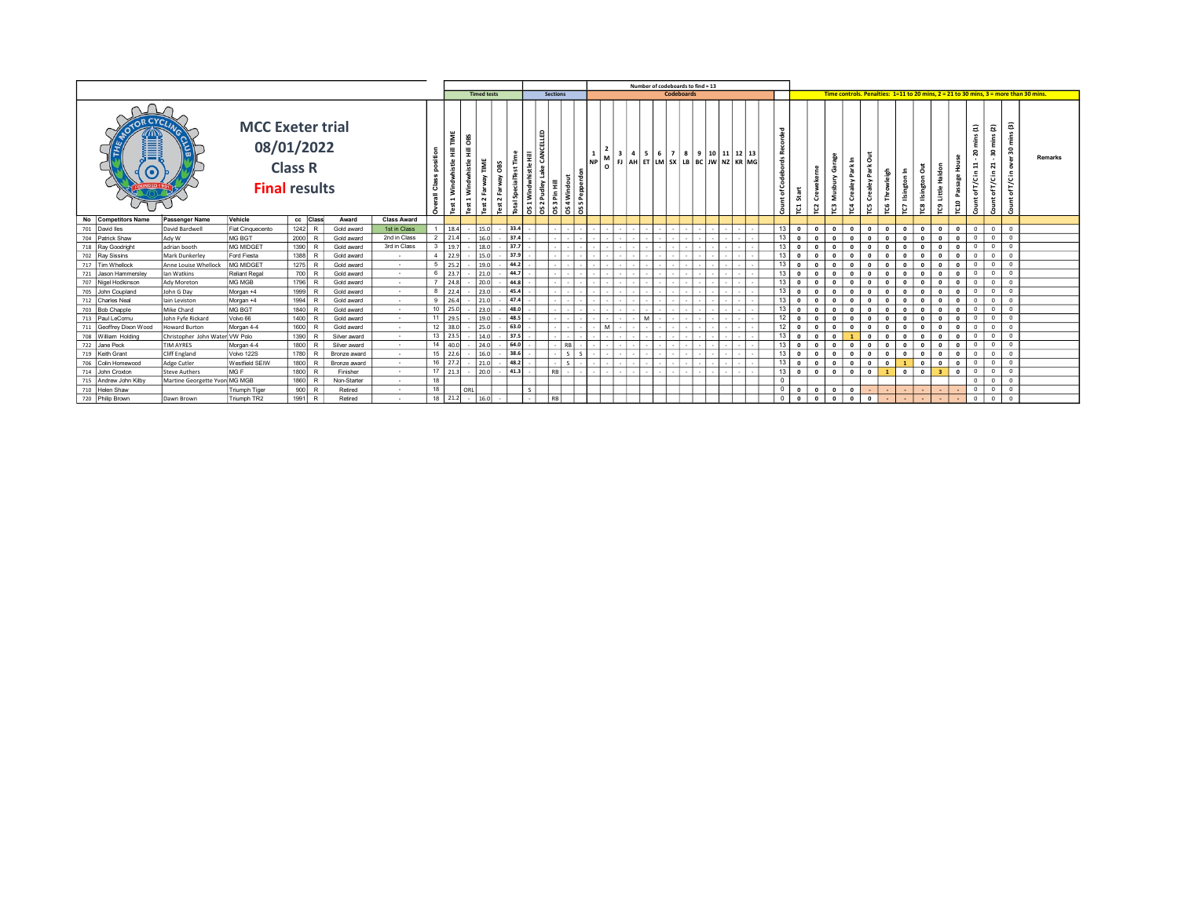# MCC Exeter trial

## 08/01/2022

## Class R

## Final results

Number of codeboards to find = 13

Time controls. Penalties: 1=11 to 20 mins, 2 = 21 to 30 mins, 3 = more than 30 mins.

| No | Competitors Name | Passenger Name | Vehicle | cc | Class | Award | Class Award | Overall Class position | Test 1 Windwhistle Hill TIME | Test 1 Windwhistle Hill OBS | Test 2 Farway TIME | Test 2 Farway OBS | Total SpecialTest Time | OS 1 Windwhistle Hill | OS 2 Pudley Lake CANCELLED | OS 3 Pin Hill | OS 4 Windout | OS 5 Pepperdon | 1 NP | 2 MO | 3 FJ | 4 AH | 5 ET | 6 LM | 7 SX | 8 LB | 9 BC | 10 JW | 11 NZ | 12 KR | 13 MG | Count of Codeboards Recorded | TC1 Start | TC2 Crewekerne | TC3 Musbury Garage | TC4 Crealey Park In | TC5 Crealey Park Out | TC6 Throwleigh | TC7 Ilsington In | TC8 Ilsington Out | TC9 Little Haldon | TC10 Passage House | Count of T/C in 11 - 20 mins (1) | Count of T/C in 21 - 30 mins (2) | Count of T/C in over 30 mins (3) | Remarks |
|---|---|---|---|---|---|---|---|---|---|---|---|---|---|---|---|---|---|---|---|---|---|---|---|---|---|---|---|---|---|---|---|---|---|---|---|---|---|---|---|---|---|---|---|---|---|---|---|
| 701 | David Iles | David Bardwell | Fiat Cinquecento | 1242 | R | Gold award | 1st in Class | 1 | 18.4 | - | 15.0 | - | 33.4 | - | | - | - | - | - | - | - | - | - | - | - | - | - | - | - | - | - | 13 | 0 | 0 | 0 | 0 | 0 | 0 | 0 | 0 | 0 | 0 | 0 | 0 | 0 | |
| 704 | Patrick Shaw | Ady W | MG BGT | 2000 | R | Gold award | 2nd in Class | 2 | 21.4 | - | 16.0 | - | 37.4 | - | | - | - | - | - | - | - | - | - | - | - | - | - | - | - | - | - | 13 | 0 | 0 | 0 | 0 | 0 | 0 | 0 | 0 | 0 | 0 | 0 | 0 | 0 | |
| 718 | Ray Goodright | adrian booth | MG MIDGET | 1390 | R | Gold award | 3rd in Class | 3 | 19.7 | - | 18.0 | - | 37.7 | - | | - | - | - | - | - | - | - | - | - | - | - | - | - | - | - | - | 13 | 0 | 0 | 0 | 0 | 0 | 0 | 0 | 0 | 0 | 0 | 0 | 0 | 0 | |
| 702 | Ray Sissins | Mark Dunkerley | Ford Fiesta | 1388 | R | Gold award | - | 4 | 22.9 | - | 15.0 | - | 37.9 | - | | - | - | - | - | - | - | - | - | - | - | - | - | - | - | - | - | 13 | 0 | 0 | 0 | 0 | 0 | 0 | 0 | 0 | 0 | 0 | 0 | 0 | 0 | |
| 717 | Tim Whellock | Anne Louise Whellock | MG MIDGET | 1275 | R | Gold award | - | 5 | 25.2 | - | 19.0 | - | 44.2 | - | | - | - | - | - | - | - | - | - | - | - | - | - | - | - | - | - | 13 | 0 | 0 | 0 | 0 | 0 | 0 | 0 | 0 | 0 | 0 | 0 | 0 | 0 | |
| 721 | Jason Hammersley | Ian Watkins | Reliant Regal | 700 | R | Gold award | - | 6 | 23.7 | - | 21.0 | - | 44.7 | - | | - | - | - | - | - | - | - | - | - | - | - | - | - | - | - | - | 13 | 0 | 0 | 0 | 0 | 0 | 0 | 0 | 0 | 0 | 0 | 0 | 0 | 0 | |
| 707 | Nigel Hodkinson | Ady Moreton | MG MGB | 1796 | R | Gold award | - | 7 | 24.8 | - | 20.0 | - | 44.8 | - | | - | - | - | - | - | - | - | - | - | - | - | - | - | - | - | - | 13 | 0 | 0 | 0 | 0 | 0 | 0 | 0 | 0 | 0 | 0 | 0 | 0 | 0 | |
| 705 | John Coupland | John G Day | Morgan +4 | 1999 | R | Gold award | - | 8 | 22.4 | - | 23.0 | - | 45.4 | - | | - | - | - | - | - | - | - | - | - | - | - | - | - | - | - | - | 13 | 0 | 0 | 0 | 0 | 0 | 0 | 0 | 0 | 0 | 0 | 0 | 0 | 0 | |
| 712 | Charles Neal | Iain Leviston | Morgan +4 | 1994 | R | Gold award | - | 9 | 26.4 | - | 21.0 | - | 47.4 | - | | - | - | - | - | - | - | - | - | - | - | - | - | - | - | - | - | 13 | 0 | 0 | 0 | 0 | 0 | 0 | 0 | 0 | 0 | 0 | 0 | 0 | 0 | |
| 703 | Bob Chapple | Mike Chard | MG BGT | 1840 | R | Gold award | - | 10 | 25.0 | - | 23.0 | - | 48.0 | - | | - | - | - | - | - | - | - | - | - | - | - | - | - | - | - | - | 13 | 0 | 0 | 0 | 0 | 0 | 0 | 0 | 0 | 0 | 0 | 0 | 0 | 0 | |
| 713 | Paul LeCornu | John Fyfe Rickard | Volvo 66 | 1400 | R | Gold award | - | 11 | 29.5 | - | 19.0 | - | 48.5 | - | | - | - | - | - | - | - | - | M | - | - | - | - | - | - | - | - | 12 | 0 | 0 | 0 | 0 | 0 | 0 | 0 | 0 | 0 | 0 | 0 | 0 | 0 | |
| 711 | Geoffrey Dixon Wood | Howard Burton | Morgan 4-4 | 1600 | R | Gold award | - | 12 | 38.0 | - | 25.0 | - | 63.0 | - | | - | - | - | - | M | - | - | - | - | - | - | - | - | - | - | - | 12 | 0 | 0 | 0 | 0 | 0 | 0 | 0 | 0 | 0 | 0 | 0 | 0 | 0 | |
| 708 | William Holding | Christopher John Water | VW Polo | 1390 | R | Silver award | - | 13 | 23.5 | - | 14.0 | - | 37.5 | - | | - | - | - | - | - | - | - | - | - | - | - | - | - | - | - | - | 13 | 0 | 0 | 0 | 1 | 0 | 0 | 0 | 0 | 0 | 0 | 0 | 0 | 0 | |
| 722 | Jane Peck | TIM AYRES | Morgan 4-4 | 1800 | R | Silver award | - | 14 | 40.0 | - | 24.0 | - | 64.0 | - | | - | RB | - | - | - | - | - | - | - | - | - | - | - | - | - | - | 13 | 0 | 0 | 0 | 0 | 0 | 0 | 0 | 0 | 0 | 0 | 0 | 0 | 0 | |
| 719 | Keith Grant | Cliff England | Volvo 122S | 1780 | R | Bronze award | - | 15 | 22.6 | - | 16.0 | - | 38.6 | - | | - | S | S | - | - | - | - | - | - | - | - | - | - | - | - | - | 13 | 0 | 0 | 0 | 0 | 0 | 0 | 0 | 0 | 0 | 0 | 0 | 0 | 0 | |
| 706 | Colin Homewood | Adge Cutler | Westfield SEIW | 1800 | R | Bronze award | - | 16 | 27.2 | - | 21.0 | - | 48.2 | - | | - | S | - | - | - | - | - | - | - | - | - | - | - | - | - | - | 13 | 0 | 0 | 0 | 0 | 0 | 0 | 1 | 0 | 0 | 0 | 0 | 0 | 0 | |
| 714 | John Croxton | Steve Authers | MG F | 1800 | R | Finisher | - | 17 | 21.3 | - | 20.0 | - | 41.3 | - | | RB | - | - | - | - | - | - | - | - | - | - | - | - | - | - | - | 13 | 0 | 0 | 0 | 0 | 0 | 1 | 0 | 0 | 3 | 0 | 0 | 0 | 0 | |
| 715 | Andrew John Kilby | Martine Georgette Yvon | MG MGB | 1860 | R | Non-Starter | - | 18 | | | | | | | | | | | | | | | | | | | | | | | | 0 | | | | | | | | | | | 0 | 0 | 0 | |
| 710 | Helen Shaw | | Triumph Tiger | 900 | R | Retired | - | 18 | | ORL | | | | S | | | | | | | | | | | | | | | | | | 0 | 0 | 0 | 0 | 0 | - | - | - | - | - | - | 0 | 0 | 0 | |
| 720 | Philip Brown | Dawn Brown | Triumph TR2 | 1991 | R | Retired | - | 18 | 21.2 | - | 16.0 | - | | - | | RB | | | | | | | | | | | | | | | | 0 | 0 | 0 | 0 | 0 | 0 | - | - | - | - | - | 0 | 0 | 0 | |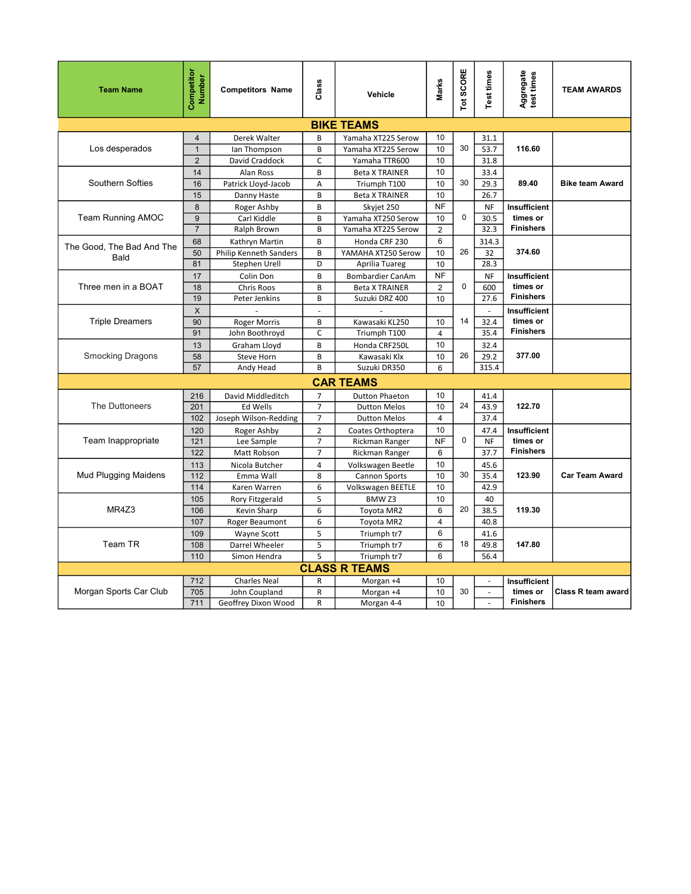| Team Name | Competitor Number | Competitors Name | Class | Vehicle | Marks | Tot SCORE | Test times | Aggregate test times | TEAM AWARDS |
|---|---|---|---|---|---|---|---|---|---|
| **BIKE TEAMS** | | | | | | | | | |
| Los desperados | 4 | Derek Walter | B | Yamaha XT225 Serow | 10 | 30 | 31.1 | **116.60** | |
| | 1 | Ian Thompson | B | Yamaha XT225 Serow | 10 | | 53.7 | | |
| | 2 | David Craddock | C | Yamaha TTR600 | 10 | | 31.8 | | |
| Southern Softies | 14 | Alan Ross | B | Beta X TRAINER | 10 | 30 | 33.4 | **89.40** | **Bike team Award** |
| | 16 | Patrick Lloyd-Jacob | A | Triumph T100 | 10 | | 29.3 | | |
| | 15 | Danny Haste | B | Beta X TRAINER | 10 | | 26.7 | | |
| Team Running AMOC | 8 | Roger Ashby | B | Skyjet 250 | NF | 0 | NF | **Insufficient times or Finishers** | |
| | 9 | Carl Kiddle | B | Yamaha XT250 Serow | 10 | | 30.5 | | |
| | 7 | Ralph Brown | B | Yamaha XT225 Serow | 2 | | 32.3 | | |
| The Good, The Bad And The Bald | 68 | Kathryn Martin | B | Honda CRF 230 | 6 | 26 | 314.3 | **374.60** | |
| | 50 | Philip Kenneth Sanders | B | YAMAHA XT250 Serow | 10 | | 32 | | |
| | 81 | Stephen Urell | D | Aprilia Tuareg | 10 | | 28.3 | | |
| Three men in a BOAT | 17 | Colin Don | B | Bombardier CanAm | NF | 0 | NF | **Insufficient times or Finishers** | |
| | 18 | Chris Roos | B | Beta X TRAINER | 2 | | 600 | | |
| | 19 | Peter Jenkins | B | Suzuki DRZ 400 | 10 | | 27.6 | | |
| Triple Dreamers | X | - | - | - | | 14 | - | **Insufficient times or Finishers** | |
| | 90 | Roger Morris | B | Kawasaki KL250 | 10 | | 32.4 | | |
| | 91 | John Boothroyd | C | Triumph T100 | 4 | | 35.4 | | |
| Smocking Dragons | 13 | Graham Lloyd | B | Honda CRF250L | 10 | 26 | 32.4 | **377.00** | |
| | 58 | Steve Horn | B | Kawasaki Klx | 10 | | 29.2 | | |
| | 57 | Andy Head | B | Suzuki DR350 | 6 | | 315.4 | | |
| **CAR TEAMS** | | | | | | | | | |
| The Duttoneers | 216 | David Middleditch | 7 | Dutton Phaeton | 10 | 24 | 41.4 | **122.70** | |
| | 201 | Ed Wells | 7 | Dutton Melos | 10 | | 43.9 | | |
| | 102 | Joseph Wilson-Redding | 7 | Dutton Melos | 4 | | 37.4 | | |
| Team Inappropriate | 120 | Roger Ashby | 2 | Coates Orthoptera | 10 | 0 | 47.4 | **Insufficient times or Finishers** | |
| | 121 | Lee Sample | 7 | Rickman Ranger | NF | | NF | | |
| | 122 | Matt Robson | 7 | Rickman Ranger | 6 | | 37.7 | | |
| Mud Plugging Maidens | 113 | Nicola Butcher | 4 | Volkswagen Beetle | 10 | 30 | 45.6 | **123.90** | **Car Team Award** |
| | 112 | Emma Wall | 8 | Cannon Sports | 10 | | 35.4 | | |
| | 114 | Karen Warren | 6 | Volkswagen BEETLE | 10 | | 42.9 | | |
| MR4Z3 | 105 | Rory Fitzgerald | 5 | BMW Z3 | 10 | 20 | 40 | **119.30** | |
| | 106 | Kevin Sharp | 6 | Toyota MR2 | 6 | | 38.5 | | |
| | 107 | Roger Beaumont | 6 | Toyota MR2 | 4 | | 40.8 | | |
| Team TR | 109 | Wayne Scott | 5 | Triumph tr7 | 6 | 18 | 41.6 | **147.80** | |
| | 108 | Darrel Wheeler | 5 | Triumph tr7 | 6 | | 49.8 | | |
| | 110 | Simon Hendra | 5 | Triumph tr7 | 6 | | 56.4 | | |
| **CLASS R TEAMS** | | | | | | | | | |
| Morgan Sports Car Club | 712 | Charles Neal | R | Morgan +4 | 10 | 30 | - | **Insufficient times or Finishers** | **Class R team award** |
| | 705 | John Coupland | R | Morgan +4 | 10 | | - | | |
| | 711 | Geoffrey Dixon Wood | R | Morgan 4-4 | 10 | | - | | |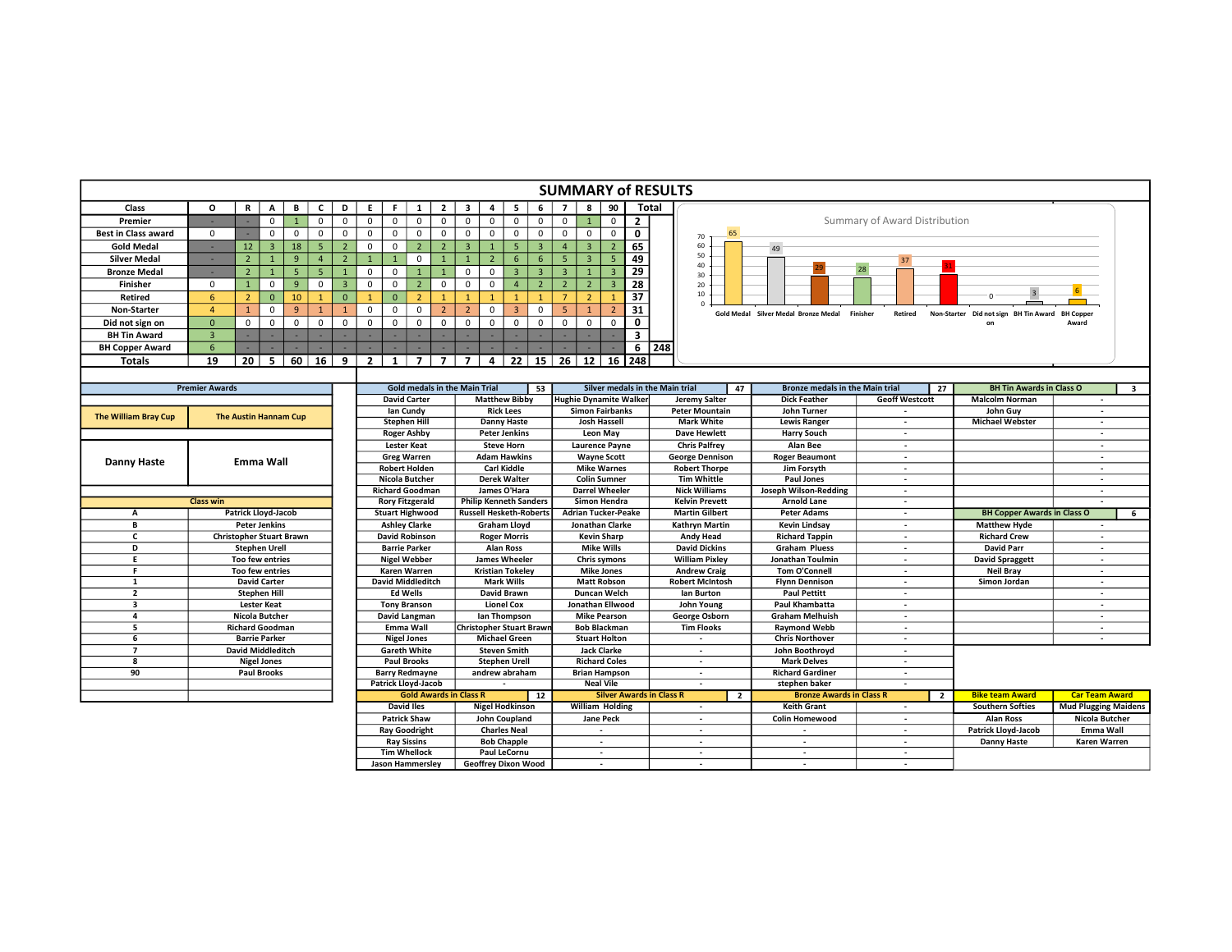# SUMMARY of RESULTS

| Class | O | R | A | B | C | D | E | F | 1 | 2 | 3 | 4 | 5 | 6 | 7 | 8 | 90 | Total | |
|---|---|---|---|---|---|---|---|---|---|---|---|---|---|---|---|---|---|---|---|
| Premier | - | - | 0 | 1 | 0 | 0 | 0 | 0 | 0 | 0 | 0 | 0 | 0 | 0 | 0 | 1 | 0 | 2 | |
| Best in Class award | 0 | - | 0 | 0 | 0 | 0 | 0 | 0 | 0 | 0 | 0 | 0 | 0 | 0 | 0 | 0 | 0 | 0 | |
| Gold Medal | - | 12 | 3 | 18 | 5 | 2 | 0 | 0 | 2 | 2 | 3 | 1 | 5 | 3 | 4 | 3 | 2 | 65 | |
| Silver Medal | - | 2 | 1 | 9 | 4 | 2 | 1 | 1 | 0 | 1 | 1 | 2 | 6 | 6 | 5 | 3 | 5 | 49 | |
| Bronze Medal | - | 2 | 1 | 5 | 5 | 1 | 0 | 0 | 1 | 1 | 0 | 0 | 3 | 3 | 3 | 1 | 3 | 29 | |
| Finisher | 0 | 1 | 0 | 9 | 0 | 3 | 0 | 0 | 2 | 0 | 0 | 0 | 4 | 2 | 2 | 2 | 3 | 28 | |
| Retired | 6 | 2 | 0 | 10 | 1 | 0 | 1 | 0 | 2 | 1 | 1 | 1 | 1 | 1 | 7 | 2 | 1 | 37 | |
| Non-Starter | 4 | 1 | 0 | 9 | 1 | 1 | 0 | 0 | 0 | 2 | 2 | 0 | 3 | 0 | 5 | 1 | 2 | 31 | |
| Did not sign on | 0 | 0 | 0 | 0 | 0 | 0 | 0 | 0 | 0 | 0 | 0 | 0 | 0 | 0 | 0 | 0 | 0 | 0 | |
| BH Tin Award | 3 | - | - | - | - | - | - | - | - | - | - | - | - | - | - | - | - | 3 | |
| BH Copper Award | 6 | - | - | - | - | - | - | - | - | - | - | - | - | - | - | - | - | 6 | 248 |
| Totals | 19 | 20 | 5 | 60 | 16 | 9 | 2 | 1 | 7 | 7 | 7 | 4 | 22 | 15 | 26 | 12 | 16 | 248 | |

Summary of Award Distribution

70, 60, 50, 40, 30, 20, 10, 0

65, 49, 29, 28, 37, 31, 0, 3, 6

Gold Medal, Silver Medal, Bronze Medal, Finisher, Retired, Non-Starter, Did not sign on, BH Tin Award, BH Copper Award

## Premier Awards

| The William Bray Cup | The Austin Hannam Cup |
|---|---|
| Danny Haste | Emma Wall |

## Class win

| Class | Winner |
|---|---|
| A | Patrick Lloyd-Jacob |
| B | Peter Jenkins |
| C | Christopher Stuart Brawn |
| D | Stephen Urell |
| E | Too few entries |
| F | Too few entries |
| 1 | David Carter |
| 2 | Stephen Hill |
| 3 | Lester Keat |
| 4 | Nicola Butcher |
| 5 | Richard Goodman |
| 6 | Barrie Parker |
| 7 | David Middleditch |
| 8 | Nigel Jones |
| 90 | Paul Brooks |

## Gold medals in the Main Trial — 53

| | |
|---|---|
| David Carter | Matthew Bibby |
| Ian Cundy | Rick Lees |
| Stephen Hill | Danny Haste |
| Roger Ashby | Peter Jenkins |
| Lester Keat | Steve Horn |
| Greg Warren | Adam Hawkins |
| Robert Holden | Carl Kiddle |
| Nicola Butcher | Derek Walter |
| Richard Goodman | James O'Hara |
| Rory Fitzgerald | Philip Kenneth Sanders |
| Stuart Highwood | Russell Hesketh-Roberts |
| Ashley Clarke | Graham Lloyd |
| David Robinson | Roger Morris |
| Barrie Parker | Alan Ross |
| Nigel Webber | James Wheeler |
| Karen Warren | Kristian Tokeley |
| David Middleditch | Mark Wills |
| Ed Wells | David Brawn |
| Tony Branson | Lionel Cox |
| David Langman | Ian Thompson |
| Emma Wall | Christopher Stuart Brawn |
| Nigel Jones | Michael Green |
| Gareth White | Steven Smith |
| Paul Brooks | Stephen Urell |
| Barry Redmayne | andrew abraham |
| Patrick Lloyd-Jacob | - |

## Silver medals in the Main trial — 47

| | |
|---|---|
| Hughie Dynamite Walker | Jeremy Salter |
| Simon Fairbanks | Peter Mountain |
| Josh Hassell | Mark White |
| Leon May | Dave Hewlett |
| Laurence Payne | Chris Palfrey |
| Wayne Scott | George Dennison |
| Mike Warnes | Robert Thorpe |
| Colin Sumner | Tim Whittle |
| Darrel Wheeler | Nick Williams |
| Simon Hendra | Kelvin Prevett |
| Adrian Tucker-Peake | Martin Gilbert |
| Jonathan Clarke | Kathryn Martin |
| Kevin Sharp | Andy Head |
| Mike Wills | David Dickins |
| Chris symons | William Pixley |
| Mike Jones | Andrew Craig |
| Matt Robson | Robert McIntosh |
| Duncan Welch | Ian Burton |
| Jonathan Ellwood | John Young |
| Mike Pearson | George Osborn |
| Bob Blackman | Tim Flooks |
| Stuart Holton | - |
| Jack Clarke | - |
| Richard Coles | - |
| Brian Hampson | - |
| Neal Vile | - |

## Bronze medals in the Main trial — 27

| | |
|---|---|
| Dick Feather | Geoff Westcott |
| John Turner | - |
| Lewis Ranger | - |
| Harry Souch | - |
| Alan Bee | - |
| Roger Beaumont | - |
| Jim Forsyth | - |
| Paul Jones | - |
| Joseph Wilson-Redding | - |
| Arnold Lane | - |
| Peter Adams | - |
| Kevin Lindsay | - |
| Richard Tappin | - |
| Graham Pluess | - |
| Jonathan Toulmin | - |
| Tom O'Connell | - |
| Flynn Dennison | - |
| Paul Pettitt | - |
| Paul Khambatta | - |
| Graham Melhuish | - |
| Raymond Webb | - |
| Chris Northover | - |
| John Boothroyd | - |
| Mark Delves | - |
| Richard Gardiner | - |
| stephen baker | - |

## BH Tin Awards in Class O — 3

| | |
|---|---|
| Malcolm Norman | - |
| John Guy | - |
| Michael Webster | - |
| | - |
| | - |
| | - |
| | - |
| | - |
| | - |
| | - |

## BH Copper Awards in Class O — 6

| | |
|---|---|
| Matthew Hyde | - |
| Richard Crew | - |
| David Parr | - |
| David Spraggett | - |
| Neil Bray | - |
| Simon Jordan | - |
| | - |
| | - |
| | - |
| | - |
| | - |

## Gold Awards in Class R — 12

| | |
|---|---|
| David Iles | Nigel Hodkinson |
| Patrick Shaw | John Coupland |
| Ray Goodright | Charles Neal |
| Ray Sissins | Bob Chapple |
| Tim Whellock | Paul LeCornu |
| Jason Hammersley | Geoffrey Dixon Wood |

## Silver Awards in Class R — 2

| | |
|---|---|
| William Holding | - |
| Jane Peck | - |
| - | - |
| - | - |
| - | - |
| - | - |

## Bronze Awards in Class R — 2

| | |
|---|---|
| Keith Grant | - |
| Colin Homewood | - |
| - | - |
| - | - |
| - | - |
| - | - |

## Team Awards

| Bike team Award | Car Team Award |
|---|---|
| Southern Softies | Mud Plugging Maidens |
| Alan Ross | Nicola Butcher |
| Patrick Lloyd-Jacob | Emma Wall |
| Danny Haste | Karen Warren |